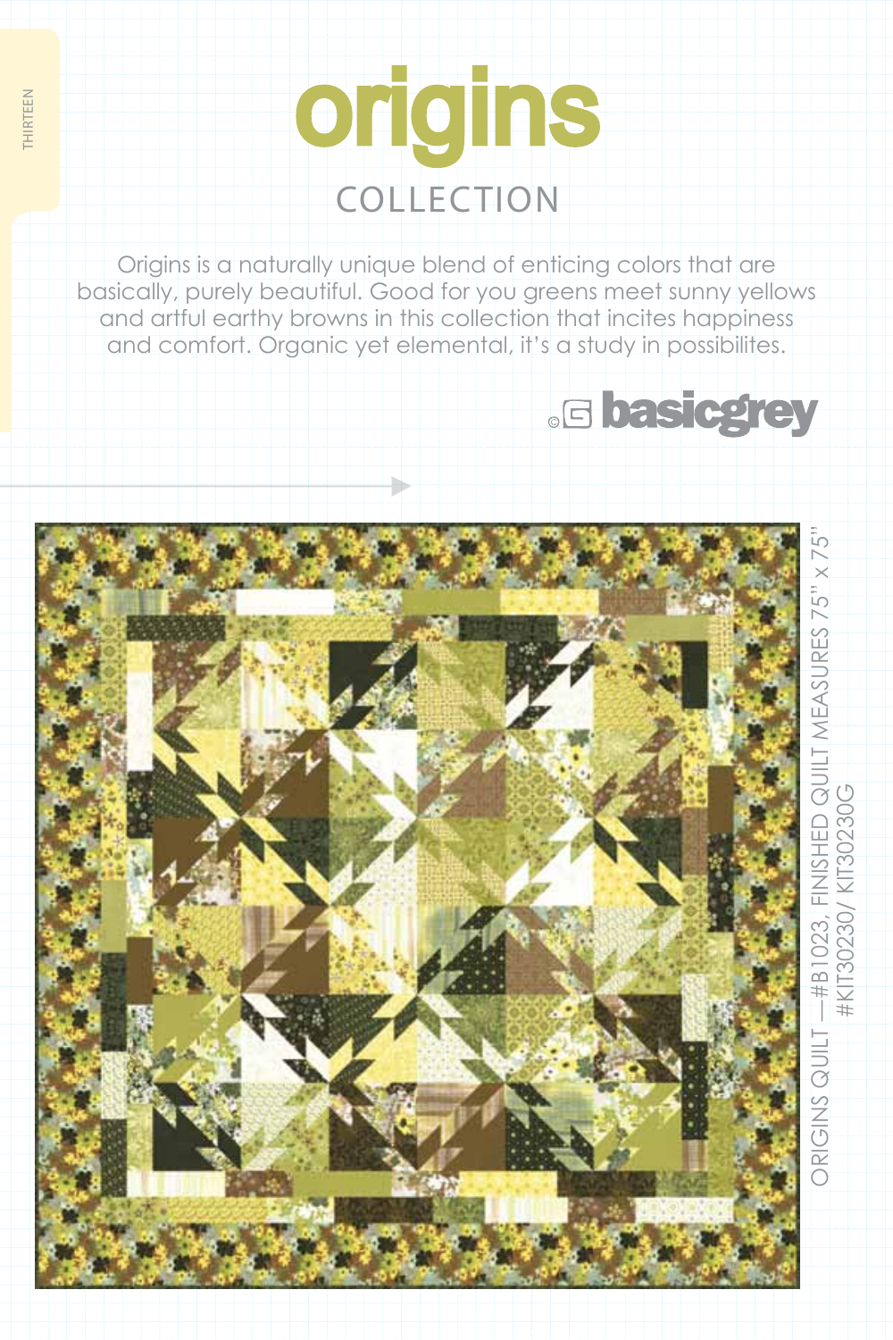# origins

## COLLECTION

Origins is a naturally unique blend of enticing colors that are basically, purely beautiful. Good for you greens meet sunny yellows and artful earthy browns in this collection that incites happiness and comfort. Organic yet elemental, it's a study in possibilites.

© basicgrey

ORIGINS QUILT —#B1023, FINISHED QUILT MEASURES 75" x 75"
#KIT30230/ KIT30230G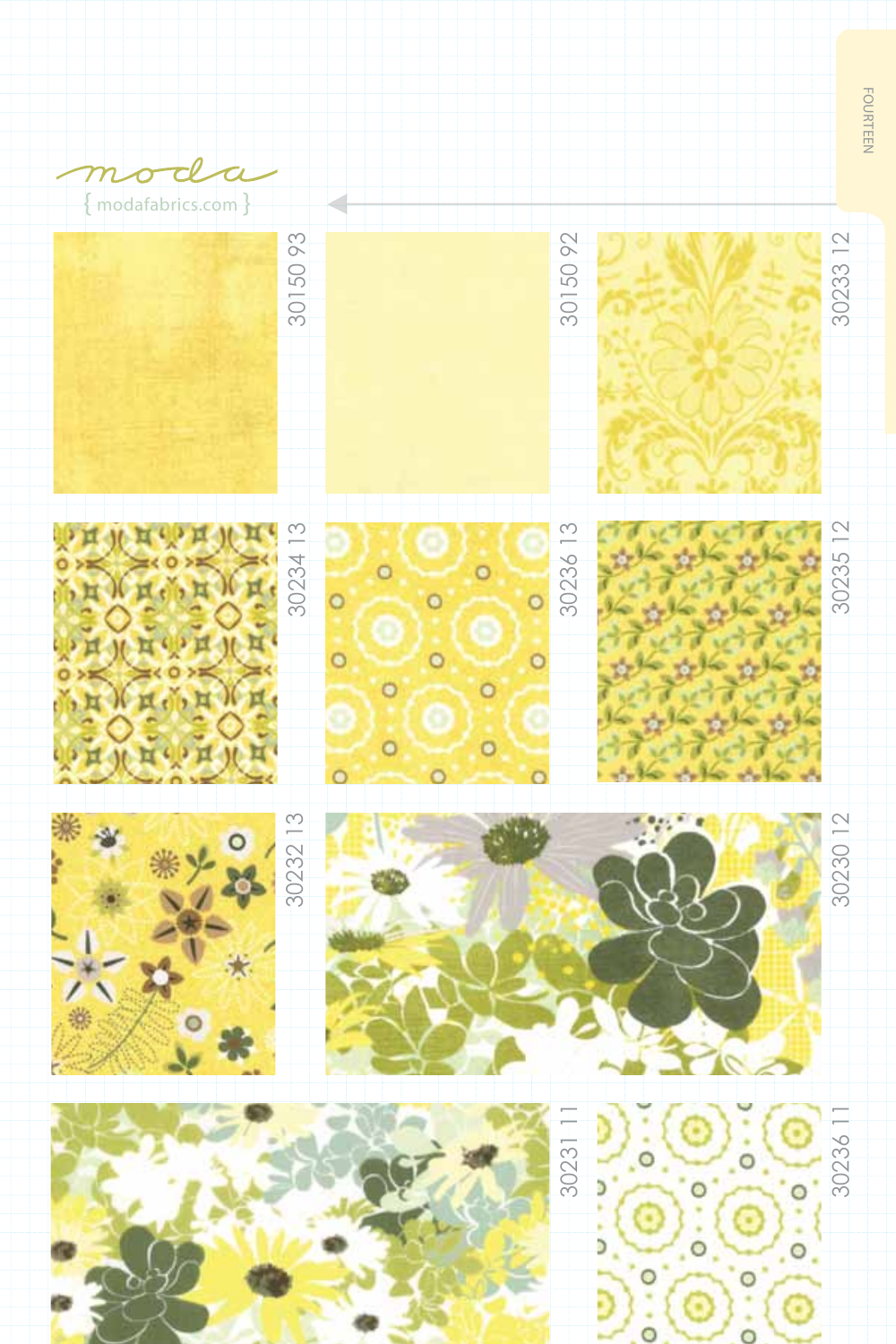moda

{ modafabrics.com }

30150 93

30150 92

30233 12

30234 13

30236 13

30235 12

30232 13

30230 12

30231 11

30236 11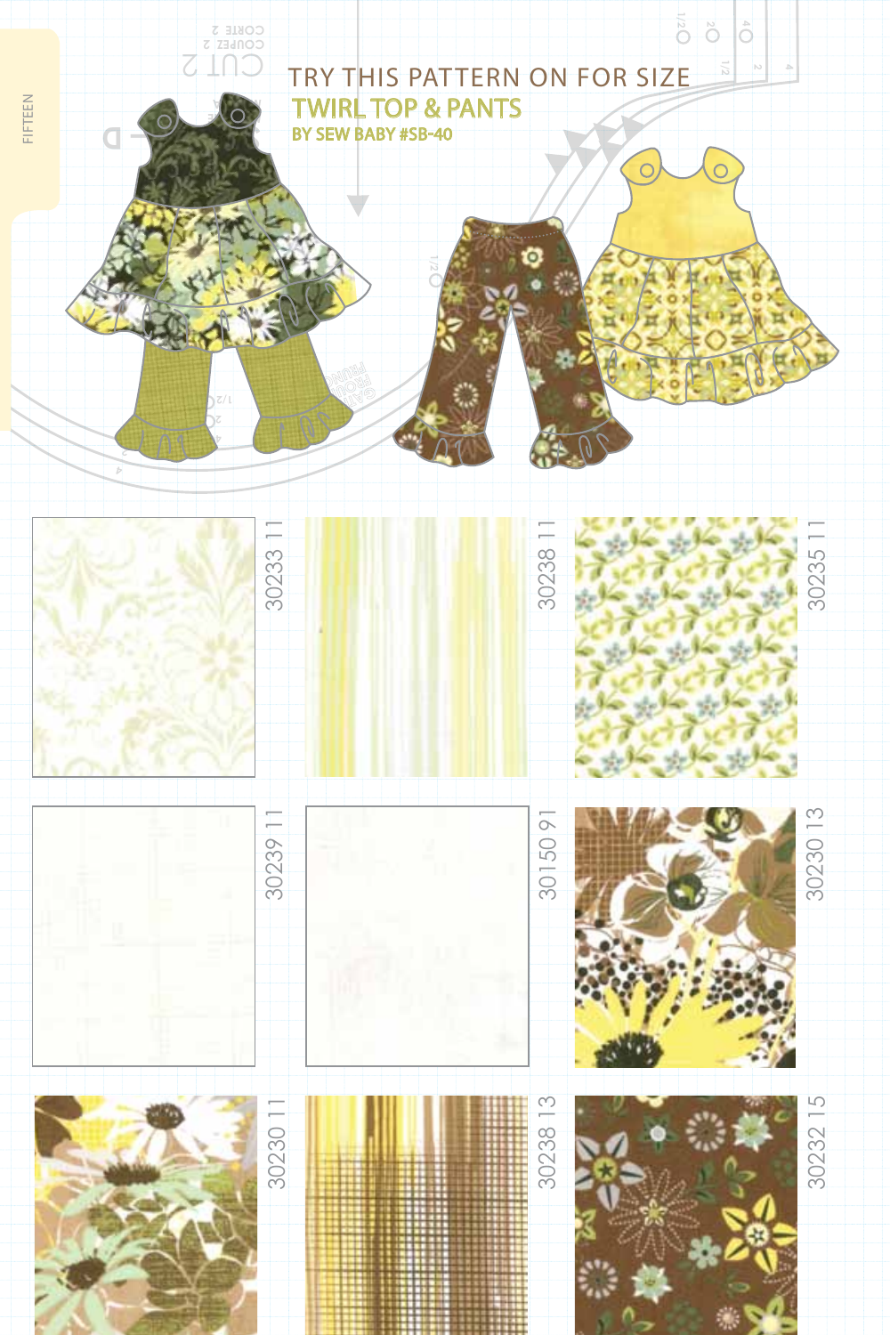# TRY THIS PATTERN ON FOR SIZE

## TWIRL TOP & PANTS

BY SEW BABY #SB-40

30233 11

30238 11

30235 11

30239 11

30150 91

30230 13

30230 11

30238 13

30232 15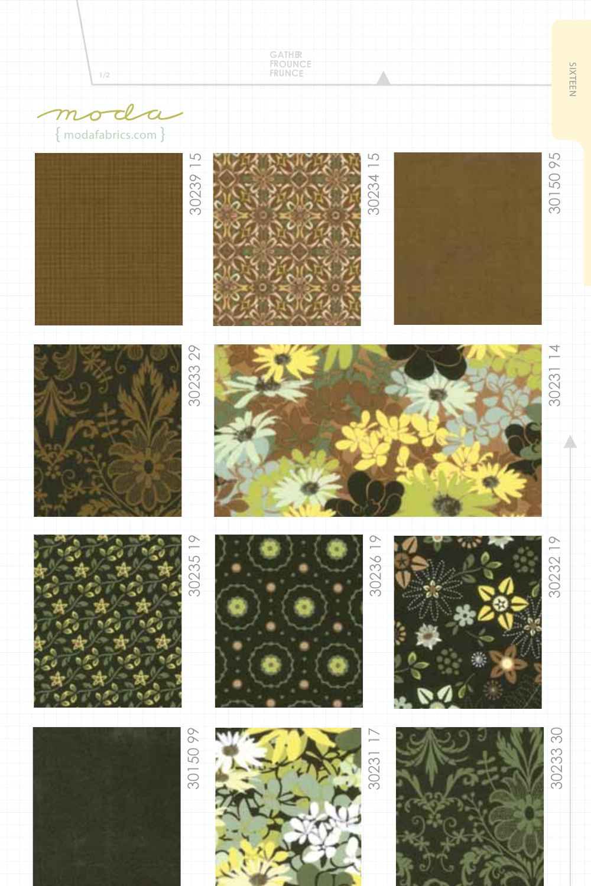GATHER
FROUNCE
FRUNCE

1/2

SIXTEEN

moda

{ modafabrics.com }

30239 15

30234 15

30150 95

30233 29

30231 14

30235 19

30236 19

30232 19

30150 99

30231 17

30233 30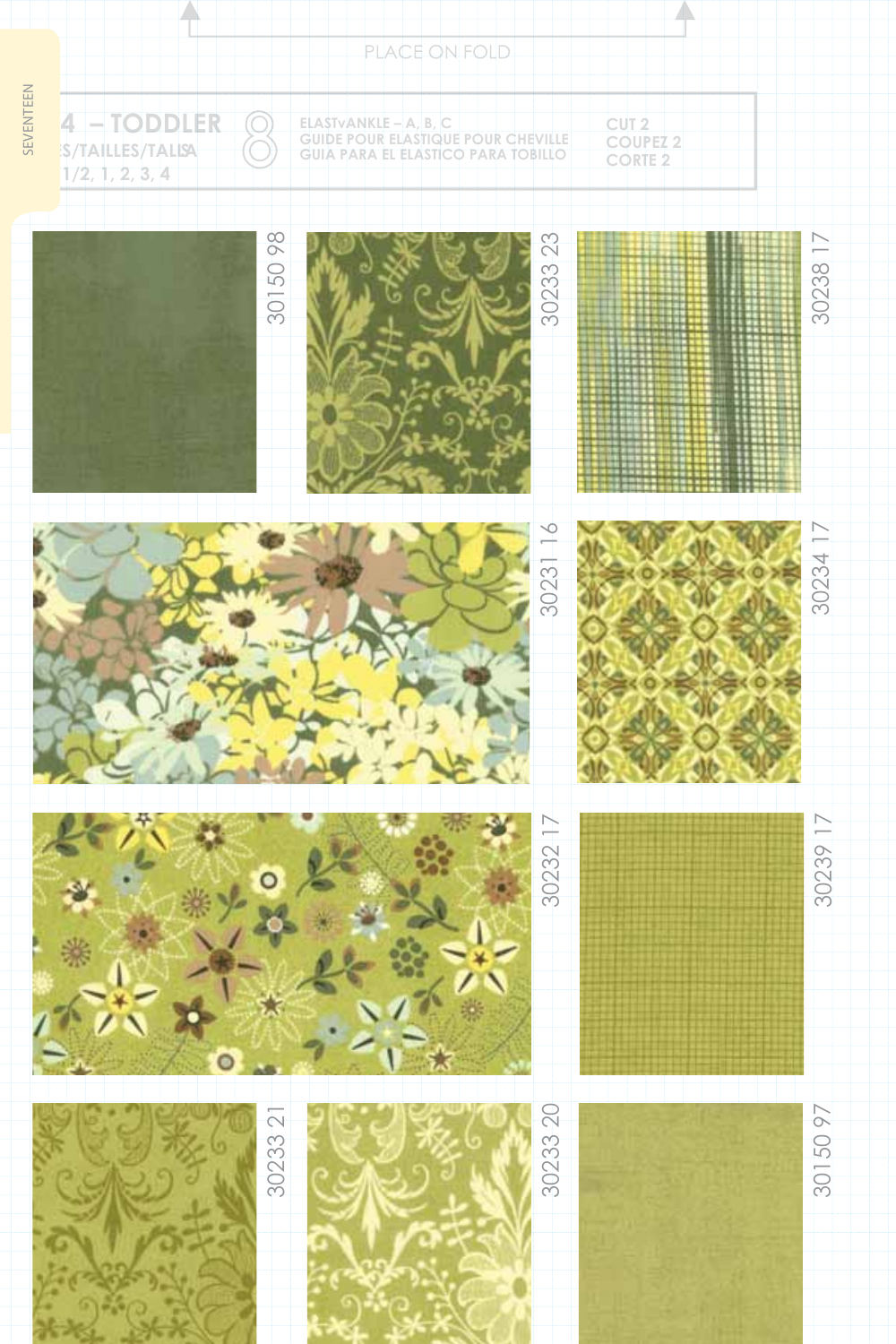SEVENTEEN

PLACE ON FOLD

4 – TODDLER
S/TAILLES/TALLA
1/2, 1, 2, 3, 4

8

ELASTvANKLE – A, B, C
GUIDE POUR ELASTIQUE POUR CHEVILLE
GUIA PARA EL ELASTICO PARA TOBILLO

CUT 2
COUPEZ 2
CORTE 2

30150 98

30233 23

30238 17

30231 16

30234 17

30232 17

30239 17

30233 21

30233 20

30150 97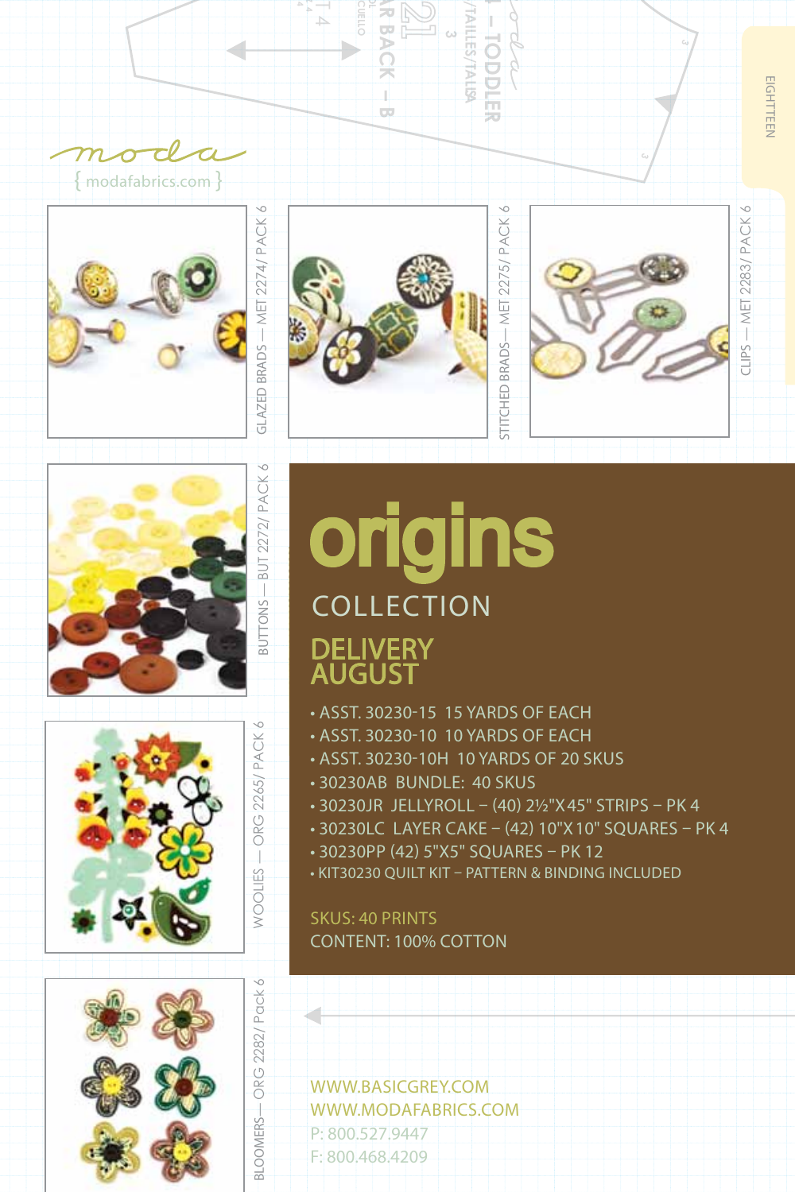moda

{ modafabrics.com }

GLAZED BRADS — MET 2274/ PACK 6

STITCHED BRADS — MET 2275/ PACK 6

CLIPS — MET 2283/ PACK 6

BUTTONS — BUT 2272/ PACK 6

WOOLIES — ORG 2265/ PACK 6

BLOOMERS — ORG 2282/ Pack 6

# origins

## COLLECTION

## DELIVERY AUGUST

- ASST. 30230-15 15 YARDS OF EACH
- ASST. 30230-10 10 YARDS OF EACH
- ASST. 30230-10H 10 YARDS OF 20 SKUS
- 30230AB BUNDLE: 40 SKUS
- 30230JR JELLYROLL – (40) 2½"X45" STRIPS – PK 4
- 30230LC LAYER CAKE – (42) 10"X10" SQUARES – PK 4
- 30230PP (42) 5"X5" SQUARES – PK 12
- KIT30230 QUILT KIT – PATTERN & BINDING INCLUDED

SKUS: 40 PRINTS

CONTENT: 100% COTTON

WWW.BASICGREY.COM

WWW.MODAFABRICS.COM

P: 800.527.9447

F: 800.468.4209